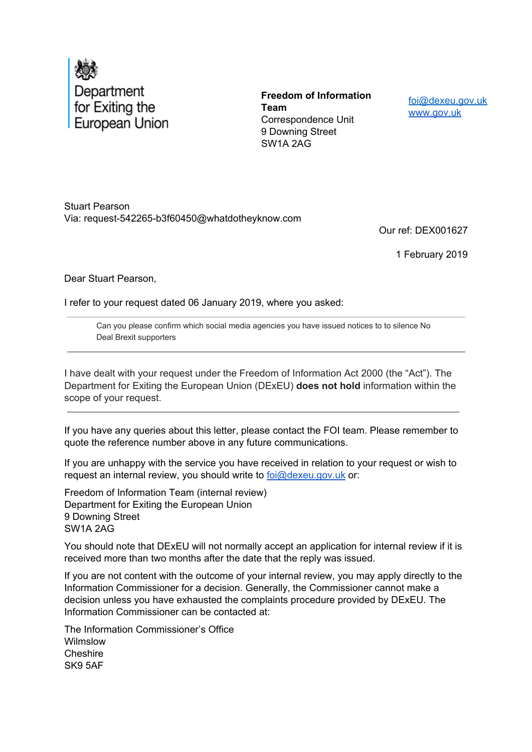Department for Exiting the European Union

**Freedom of Information Team**
Correspondence Unit
9 Downing Street
SW1A 2AG

foi@dexeu.gov.uk
www.gov.uk

Stuart Pearson
Via: request-542265-b3f60450@whatdotheyknow.com

Our ref: DEX001627

1 February 2019

Dear Stuart Pearson,

I refer to your request dated 06 January 2019, where you asked:

---

> Can you please confirm which social media agencies you have issued notices to to silence No Deal Brexit supporters

---

I have dealt with your request under the Freedom of Information Act 2000 (the "Act"). The Department for Exiting the European Union (DExEU) **does not hold** information within the scope of your request.

---

If you have any queries about this letter, please contact the FOI team. Please remember to quote the reference number above in any future communications.

If you are unhappy with the service you have received in relation to your request or wish to request an internal review, you should write to foi@dexeu.gov.uk or:

Freedom of Information Team (internal review)
Department for Exiting the European Union
9 Downing Street
SW1A 2AG

You should note that DExEU will not normally accept an application for internal review if it is received more than two months after the date that the reply was issued.

If you are not content with the outcome of your internal review, you may apply directly to the Information Commissioner for a decision. Generally, the Commissioner cannot make a decision unless you have exhausted the complaints procedure provided by DExEU. The Information Commissioner can be contacted at:

The Information Commissioner's Office
Wilmslow
Cheshire
SK9 5AF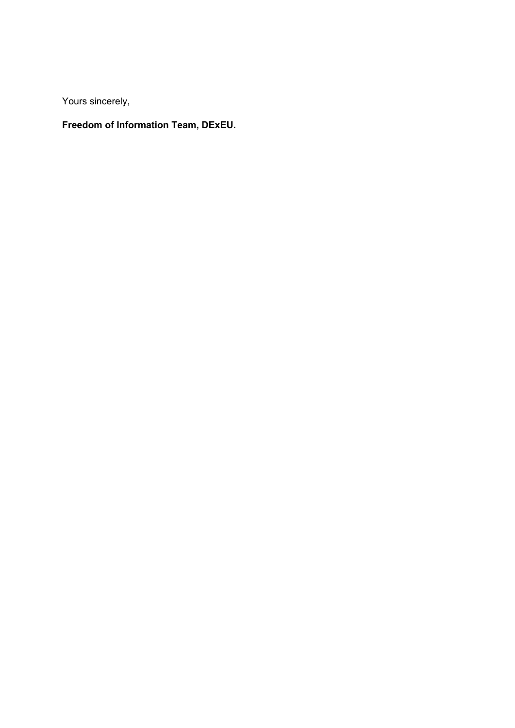Yours sincerely,

**Freedom of Information Team, DExEU.**